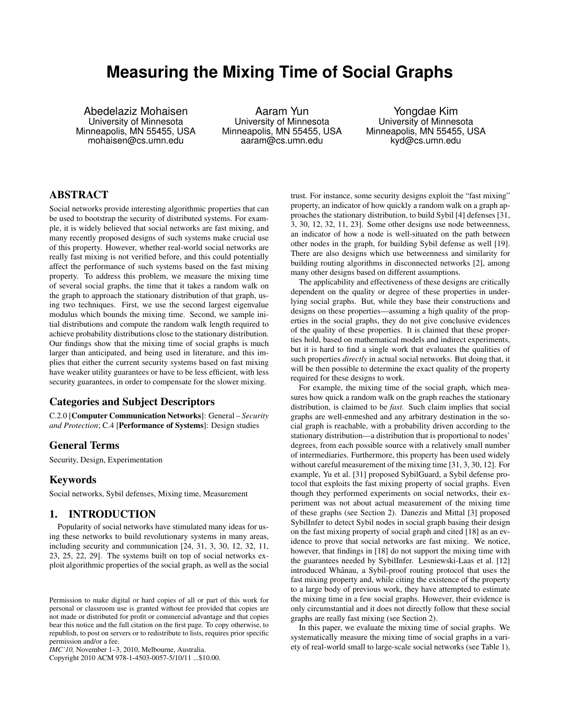# Measuring the Mixing Time of Social Graphs

Abedelaziz Mohaisen
University of Minnesota
Minneapolis, MN 55455, USA
mohaisen@cs.umn.edu

Aaram Yun
University of Minnesota
Minneapolis, MN 55455, USA
aaram@cs.umn.edu

Yongdae Kim
University of Minnesota
Minneapolis, MN 55455, USA
kyd@cs.umn.edu

## ABSTRACT

Social networks provide interesting algorithmic properties that can be used to bootstrap the security of distributed systems. For example, it is widely believed that social networks are fast mixing, and many recently proposed designs of such systems make crucial use of this property. However, whether real-world social networks are really fast mixing is not verified before, and this could potentially affect the performance of such systems based on the fast mixing property. To address this problem, we measure the mixing time of several social graphs, the time that it takes a random walk on the graph to approach the stationary distribution of that graph, using two techniques. First, we use the second largest eigenvalue modulus which bounds the mixing time. Second, we sample initial distributions and compute the random walk length required to achieve probability distributions close to the stationary distribution. Our findings show that the mixing time of social graphs is much larger than anticipated, and being used in literature, and this implies that either the current security systems based on fast mixing have weaker utility guarantees or have to be less efficient, with less security guarantees, in order to compensate for the slower mixing.

### Categories and Subject Descriptors

C.2.0 [**Computer Communication Networks**]: General – *Security and Protection*; C.4 [**Performance of Systems**]: Design studies

### General Terms

Security, Design, Experimentation

### Keywords

Social networks, Sybil defenses, Mixing time, Measurement

## 1. INTRODUCTION

Popularity of social networks have stimulated many ideas for using these networks to build revolutionary systems in many areas, including security and communication [24, 31, 3, 30, 12, 32, 11, 23, 25, 22, 29]. The systems built on top of social networks exploit algorithmic properties of the social graph, as well as the social trust. For instance, some security designs exploit the "fast mixing" property, an indicator of how quickly a random walk on a graph approaches the stationary distribution, to build Sybil [4] defenses [31, 3, 30, 12, 32, 11, 23]. Some other designs use node betweenness, an indicator of how a node is well-situated on the path between other nodes in the graph, for building Sybil defense as well [19]. There are also designs which use betweenness and similarity for building routing algorithms in disconnected networks [2], among many other designs based on different assumptions.

The applicability and effectiveness of these designs are critically dependent on the quality or degree of these properties in underlying social graphs. But, while they base their constructions and designs on these properties—assuming a high quality of the properties in the social graphs, they do not give conclusive evidences of the quality of these properties. It is claimed that these properties hold, based on mathematical models and indirect experiments, but it is hard to find a single work that evaluates the qualities of such properties *directly* in actual social networks. But doing that, it will be then possible to determine the exact quality of the property required for these designs to work.

For example, the mixing time of the social graph, which measures how quick a random walk on the graph reaches the stationary distribution, is claimed to be *fast*. Such claim implies that social graphs are well-enmeshed and any arbitrary destination in the social graph is reachable, with a probability driven according to the stationary distribution—a distribution that is proportional to nodes' degrees, from each possible source with a relatively small number of intermediaries. Furthermore, this property has been used widely without careful measurement of the mixing time [31, 3, 30, 12]. For example, Yu et al. [31] proposed SybilGuard, a Sybil defense protocol that exploits the fast mixing property of social graphs. Even though they performed experiments on social networks, their experiment was not about actual measurement of the mixing time of these graphs (see Section 2). Danezis and Mittal [3] proposed SybilInfer to detect Sybil nodes in social graph basing their design on the fast mixing property of social graph and cited [18] as an evidence to prove that social networks are fast mixing. We notice, however, that findings in [18] do not support the mixing time with the guarantees needed by SybilInfer. Lesniewski-Laas et al. [12] introduced Whānau, a Sybil-proof routing protocol that uses the fast mixing property and, while citing the existence of the property to a large body of previous work, they have attempted to estimate the mixing time in a few social graphs. However, their evidence is only circumstantial and it does not directly follow that these social graphs are really fast mixing (see Section 2).

In this paper, we evaluate the mixing time of social graphs. We systematically measure the mixing time of social graphs in a variety of real-world small to large-scale social networks (see Table 1),

Permission to make digital or hard copies of all or part of this work for personal or classroom use is granted without fee provided that copies are not made or distributed for profit or commercial advantage and that copies bear this notice and the full citation on the first page. To copy otherwise, to republish, to post on servers or to redistribute to lists, requires prior specific permission and/or a fee.
*IMC'10,* November 1–3, 2010, Melbourne, Australia.
Copyright 2010 ACM 978-1-4503-0057-5/10/11 ...$10.00.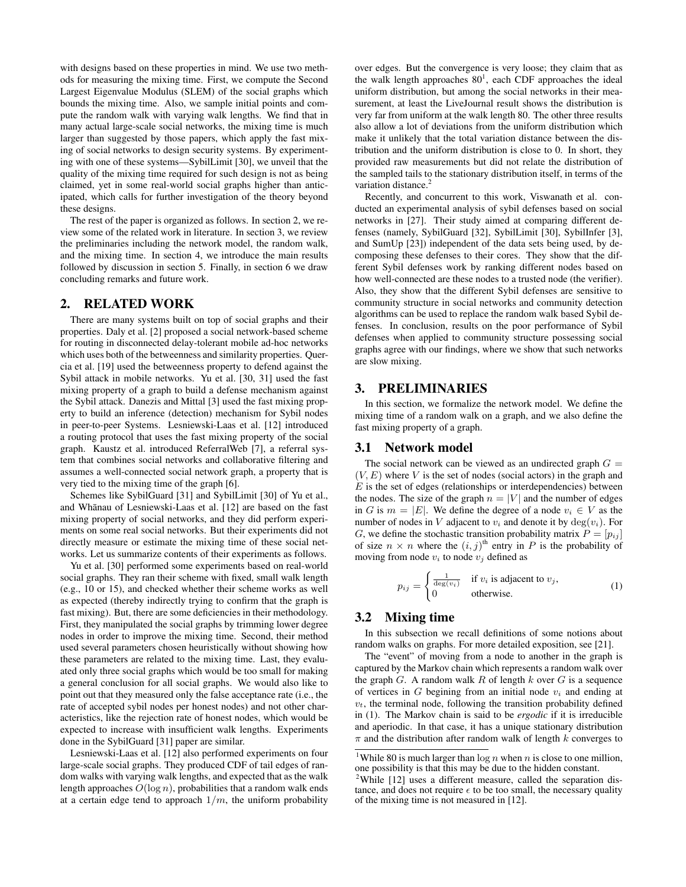with designs based on these properties in mind. We use two methods for measuring the mixing time. First, we compute the Second Largest Eigenvalue Modulus (SLEM) of the social graphs which bounds the mixing time. Also, we sample initial points and compute the random walk with varying walk lengths. We find that in many actual large-scale social networks, the mixing time is much larger than suggested by those papers, which apply the fast mixing of social networks to design security systems. By experimenting with one of these systems—SybilLimit [30], we unveil that the quality of the mixing time required for such design is not as being claimed, yet in some real-world social graphs higher than anticipated, which calls for further investigation of the theory beyond these designs.

The rest of the paper is organized as follows. In section 2, we review some of the related work in literature. In section 3, we review the preliminaries including the network model, the random walk, and the mixing time. In section 4, we introduce the main results followed by discussion in section 5. Finally, in section 6 we draw concluding remarks and future work.

## 2. RELATED WORK

There are many systems built on top of social graphs and their properties. Daly et al. [2] proposed a social network-based scheme for routing in disconnected delay-tolerant mobile ad-hoc networks which uses both of the betweenness and similarity properties. Quercia et al. [19] used the betweenness property to defend against the Sybil attack in mobile networks. Yu et al. [30, 31] used the fast mixing property of a graph to build a defense mechanism against the Sybil attack. Danezis and Mittal [3] used the fast mixing property to build an inference (detection) mechanism for Sybil nodes in peer-to-peer Systems. Lesniewski-Laas et al. [12] introduced a routing protocol that uses the fast mixing property of the social graph. Kaustz et al. introduced ReferralWeb [7], a referral system that combines social networks and collaborative filtering and assumes a well-connected social network graph, a property that is very tied to the mixing time of the graph [6].

Schemes like SybilGuard [31] and SybilLimit [30] of Yu et al., and Whānau of Lesniewski-Laas et al. [12] are based on the fast mixing property of social networks, and they did perform experiments on some real social networks. But their experiments did not directly measure or estimate the mixing time of these social networks. Let us summarize contents of their experiments as follows.

Yu et al. [30] performed some experiments based on real-world social graphs. They ran their scheme with fixed, small walk length (e.g., 10 or 15), and checked whether their scheme works as well as expected (thereby indirectly trying to confirm that the graph is fast mixing). But, there are some deficiencies in their methodology. First, they manipulated the social graphs by trimming lower degree nodes in order to improve the mixing time. Second, their method used several parameters chosen heuristically without showing how these parameters are related to the mixing time. Last, they evaluated only three social graphs which would be too small for making a general conclusion for all social graphs. We would also like to point out that they measured only the false acceptance rate (i.e., the rate of accepted sybil nodes per honest nodes) and not other characteristics, like the rejection rate of honest nodes, which would be expected to increase with insufficient walk lengths. Experiments done in the SybilGuard [31] paper are similar.

Lesniewski-Laas et al. [12] also performed experiments on four large-scale social graphs. They produced CDF of tail edges of random walks with varying walk lengths, and expected that as the walk length approaches $O(\log n)$, probabilities that a random walk ends at a certain edge tend to approach $1/m$, the uniform probability over edges. But the convergence is very loose; they claim that as the walk length approaches 80[1], each CDF approaches the ideal uniform distribution, but among the social networks in their measurement, at least the LiveJournal result shows the distribution is very far from uniform at the walk length 80. The other three results also allow a lot of deviations from the uniform distribution which make it unlikely that the total variation distance between the distribution and the uniform distribution is close to 0. In short, they provided raw measurements but did not relate the distribution of the sampled tails to the stationary distribution itself, in terms of the variation distance.[2]

Recently, and concurrent to this work, Viswanath et al. conducted an experimental analysis of sybil defenses based on social networks in [27]. Their study aimed at comparing different defenses (namely, SybilGuard [32], SybilLimit [30], SybilInfer [3], and SumUp [23]) independent of the data sets being used, by decomposing these defenses to their cores. They show that the different Sybil defenses work by ranking different nodes based on how well-connected are these nodes to a trusted node (the verifier). Also, they show that the different Sybil defenses are sensitive to community structure in social networks and community detection algorithms can be used to replace the random walk based Sybil defenses. In conclusion, results on the poor performance of Sybil defenses when applied to community structure possessing social graphs agree with our findings, where we show that such networks are slow mixing.

## 3. PRELIMINARIES

In this section, we formalize the network model. We define the mixing time of a random walk on a graph, and we also define the fast mixing property of a graph.

### 3.1 Network model

The social network can be viewed as an undirected graph $G = (V, E)$ where $V$ is the set of nodes (social actors) in the graph and $E$ is the set of edges (relationships or interdependencies) between the nodes. The size of the graph $n = |V|$ and the number of edges in $G$ is $m = |E|$. We define the degree of a node $v_i \in V$ as the number of nodes in $V$ adjacent to $v_i$ and denote it by $\deg(v_i)$. For $G$, we define the stochastic transition probability matrix $P = [p_{ij}]$ of size $n \times n$ where the $(i,j)^{\text{th}}$ entry in $P$ is the probability of moving from node $v_i$ to node $v_j$ defined as

$$p_{ij} = \begin{cases} \frac{1}{\deg(v_i)} & \text{if } v_i \text{ is adjacent to } v_j, \\ 0 & \text{otherwise.} \end{cases} \tag{1}$$

### 3.2 Mixing time

In this subsection we recall definitions of some notions about random walks on graphs. For more detailed exposition, see [21].

The "event" of moving from a node to another in the graph is captured by the Markov chain which represents a random walk over the graph $G$. A random walk $R$ of length $k$ over $G$ is a sequence of vertices in $G$ begining from an initial node $v_i$ and ending at $v_t$, the terminal node, following the transition probability defined in (1). The Markov chain is said to be *ergodic* if it is irreducible and aperiodic. In that case, it has a unique stationary distribution $\pi$ and the distribution after random walk of length $k$ converges to

[1] While 80 is much larger than $\log n$ when $n$ is close to one million, one possibility is that this may be due to the hidden constant.

[2] While [12] uses a different measure, called the separation distance, and does not require $\epsilon$ to be too small, the necessary quality of the mixing time is not measured in [12].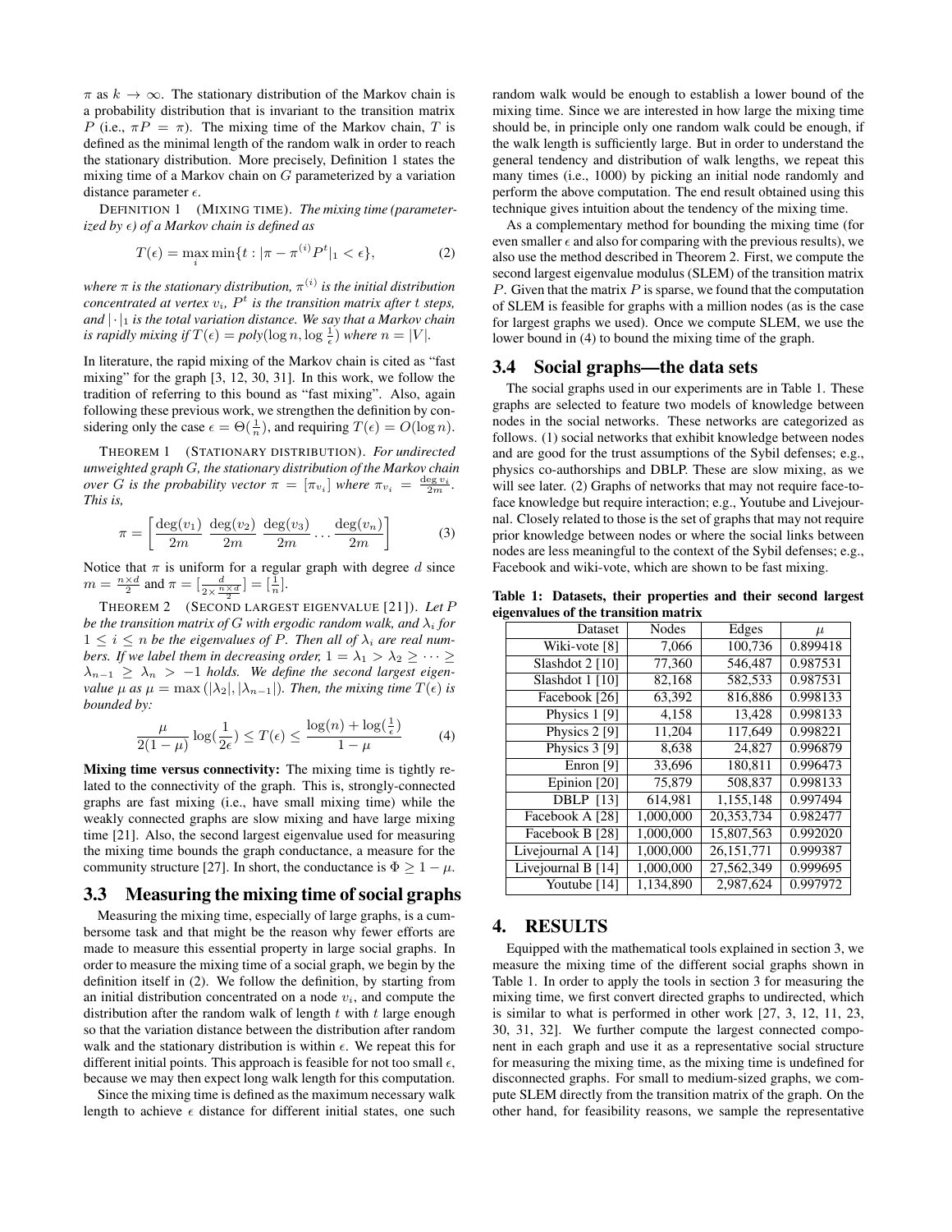$\pi$ as $k \to \infty$. The stationary distribution of the Markov chain is a probability distribution that is invariant to the transition matrix $P$ (i.e., $\pi P = \pi$). The mixing time of the Markov chain, $T$ is defined as the minimal length of the random walk in order to reach the stationary distribution. More precisely, Definition 1 states the mixing time of a Markov chain on $G$ parameterized by a variation distance parameter $\epsilon$.

DEFINITION 1 (MIXING TIME). *The mixing time (parameterized by $\epsilon$) of a Markov chain is defined as*

$$T(\epsilon) = \max_i \min\{t : |\pi - \pi^{(i)} P^t|_1 < \epsilon\}, \tag{2}$$

*where $\pi$ is the stationary distribution, $\pi^{(i)}$ is the initial distribution concentrated at vertex $v_i$, $P^t$ is the transition matrix after $t$ steps, and $|\cdot|_1$ is the total variation distance. We say that a Markov chain is rapidly mixing if $T(\epsilon) = poly(\log n, \log \frac{1}{\epsilon})$ where $n = |V|$.*

In literature, the rapid mixing of the Markov chain is cited as "fast mixing" for the graph [3, 12, 30, 31]. In this work, we follow the tradition of referring to this bound as "fast mixing". Also, again following these previous work, we strengthen the definition by considering only the case $\epsilon = \Theta(\frac{1}{n})$, and requiring $T(\epsilon) = O(\log n)$.

THEOREM 1 (STATIONARY DISTRIBUTION). *For undirected unweighted graph $G$, the stationary distribution of the Markov chain over $G$ is the probability vector $\pi = [\pi_{v_i}]$ where $\pi_{v_i} = \frac{\deg v_i}{2m}$. This is,*

$$\pi = \left[ \frac{\deg(v_1)}{2m} \; \frac{\deg(v_2)}{2m} \; \frac{\deg(v_3)}{2m} \cdots \frac{\deg(v_n)}{2m} \right] \tag{3}$$

Notice that $\pi$ is uniform for a regular graph with degree $d$ since $m = \frac{n \times d}{2}$ and $\pi = [\frac{d}{2 \times \frac{n \times d}{2}}] = [\frac{1}{n}]$.

THEOREM 2 (SECOND LARGEST EIGENVALUE [21]). *Let $P$ be the transition matrix of $G$ with ergodic random walk, and $\lambda_i$ for $1 \leq i \leq n$ be the eigenvalues of $P$. Then all of $\lambda_i$ are real numbers. If we label them in decreasing order, $1 = \lambda_1 > \lambda_2 \geq \cdots \geq \lambda_{n-1} \geq \lambda_n > -1$ holds. We define the second largest eigenvalue $\mu$ as $\mu = \max(|\lambda_2|, |\lambda_{n-1}|)$. Then, the mixing time $T(\epsilon)$ is bounded by:*

$$\frac{\mu}{2(1-\mu)} \log(\frac{1}{2\epsilon}) \leq T(\epsilon) \leq \frac{\log(n) + \log(\frac{1}{\epsilon})}{1-\mu} \tag{4}$$

**Mixing time versus connectivity:** The mixing time is tightly related to the connectivity of the graph. This is, strongly-connected graphs are fast mixing (i.e., have small mixing time) while the weakly connected graphs are slow mixing and have large mixing time [21]. Also, the second largest eigenvalue used for measuring the mixing time bounds the graph conductance, a measure for the community structure [27]. In short, the conductance is $\Phi \geq 1 - \mu$.

## 3.3 Measuring the mixing time of social graphs

Measuring the mixing time, especially of large graphs, is a cumbersome task and that might be the reason why fewer efforts are made to measure this essential property in large social graphs. In order to measure the mixing time of a social graph, we begin by the definition itself in (2). We follow the definition, by starting from an initial distribution concentrated on a node $v_i$, and compute the distribution after the random walk of length $t$ with $t$ large enough so that the variation distance between the distribution after random walk and the stationary distribution is within $\epsilon$. We repeat this for different initial points. This approach is feasible for not too small $\epsilon$, because we may then expect long walk length for this computation.

Since the mixing time is defined as the maximum necessary walk length to achieve $\epsilon$ distance for different initial states, one such random walk would be enough to establish a lower bound of the mixing time. Since we are interested in how large the mixing time should be, in principle only one random walk could be enough, if the walk length is sufficiently large. But in order to understand the general tendency and distribution of walk lengths, we repeat this many times (i.e., 1000) by picking an initial node randomly and perform the above computation. The end result obtained using this technique gives intuition about the tendency of the mixing time.

As a complementary method for bounding the mixing time (for even smaller $\epsilon$ and also for comparing with the previous results), we also use the method described in Theorem 2. First, we compute the second largest eigenvalue modulus (SLEM) of the transition matrix $P$. Given that the matrix $P$ is sparse, we found that the computation of SLEM is feasible for graphs with a million nodes (as is the case for largest graphs we used). Once we compute SLEM, we use the lower bound in (4) to bound the mixing time of the graph.

## 3.4 Social graphs—the data sets

The social graphs used in our experiments are in Table 1. These graphs are selected to feature two models of knowledge between nodes in the social networks. These networks are categorized as follows. (1) social networks that exhibit knowledge between nodes and are good for the trust assumptions of the Sybil defenses; e.g., physics co-authorships and DBLP. These are slow mixing, as we will see later. (2) Graphs of networks that may not require face-to-face knowledge but require interaction; e.g., Youtube and Livejournal. Closely related to those is the set of graphs that may not require prior knowledge between nodes or where the social links between nodes are less meaningful to the context of the Sybil defenses; e.g., Facebook and wiki-vote, which are shown to be fast mixing.

**Table 1: Datasets, their properties and their second largest eigenvalues of the transition matrix**

| Dataset | Nodes | Edges | $\mu$ |
|---|---|---|---|
| Wiki-vote [8] | 7,066 | 100,736 | 0.899418 |
| Slashdot 2 [10] | 77,360 | 546,487 | 0.987531 |
| Slashdot 1 [10] | 82,168 | 582,533 | 0.987531 |
| Facebook [26] | 63,392 | 816,886 | 0.998133 |
| Physics 1 [9] | 4,158 | 13,428 | 0.998133 |
| Physics 2 [9] | 11,204 | 117,649 | 0.998221 |
| Physics 3 [9] | 8,638 | 24,827 | 0.996879 |
| Enron [9] | 33,696 | 180,811 | 0.996473 |
| Epinion [20] | 75,879 | 508,837 | 0.998133 |
| DBLP [13] | 614,981 | 1,155,148 | 0.997494 |
| Facebook A [28] | 1,000,000 | 20,353,734 | 0.982477 |
| Facebook B [28] | 1,000,000 | 15,807,563 | 0.992020 |
| Livejournal A [14] | 1,000,000 | 26,151,771 | 0.999387 |
| Livejournal B [14] | 1,000,000 | 27,562,349 | 0.999695 |
| Youtube [14] | 1,134,890 | 2,987,624 | 0.997972 |

# 4. RESULTS

Equipped with the mathematical tools explained in section 3, we measure the mixing time of the different social graphs shown in Table 1. In order to apply the tools in section 3 for measuring the mixing time, we first convert directed graphs to undirected, which is similar to what is performed in other work [27, 3, 12, 11, 23, 30, 31, 32]. We further compute the largest connected component in each graph and use it as a representative social structure for measuring the mixing time, as the mixing time is undefined for disconnected graphs. For small to medium-sized graphs, we compute SLEM directly from the transition matrix of the graph. On the other hand, for feasibility reasons, we sample the representative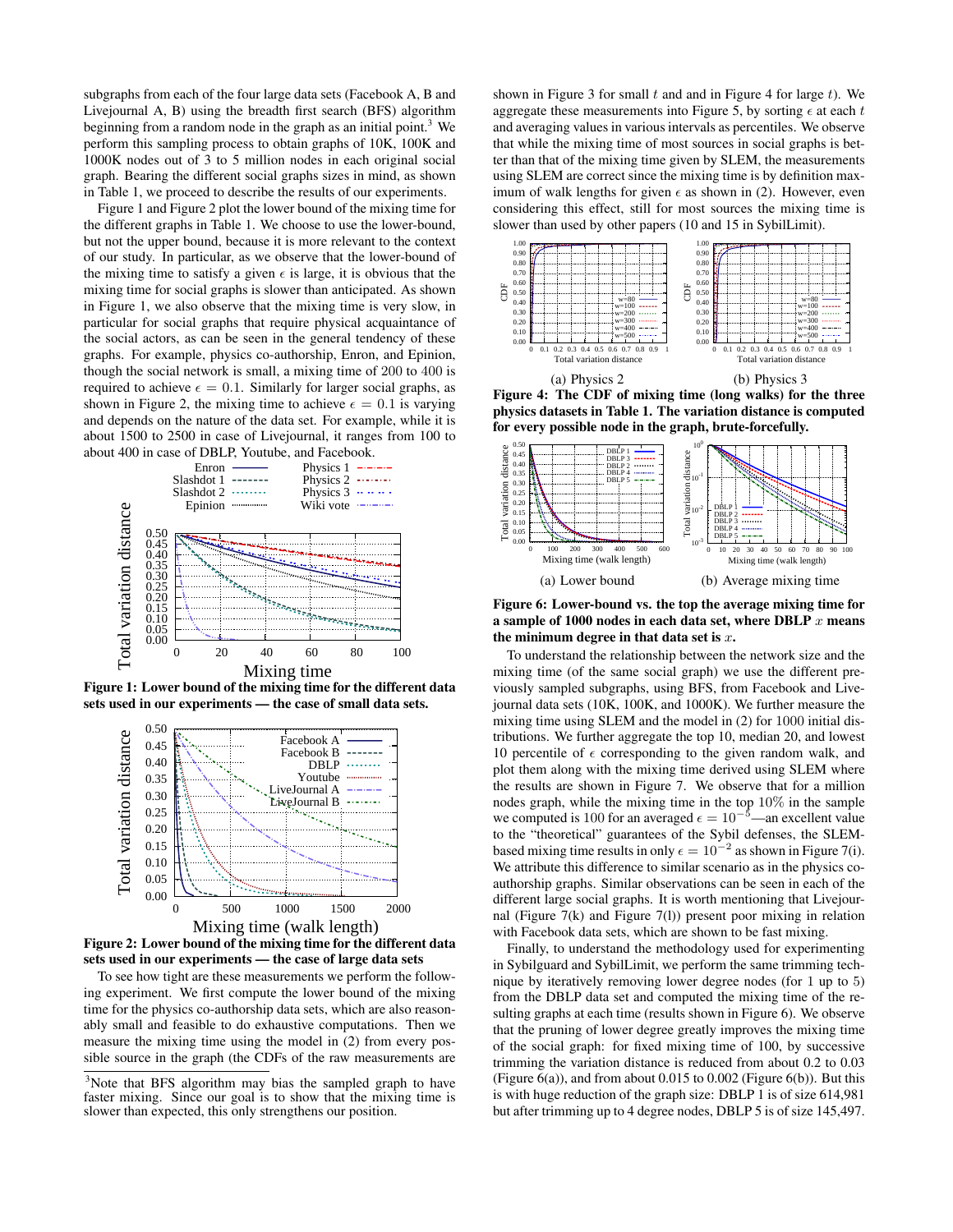subgraphs from each of the four large data sets (Facebook A, B and Livejournal A, B) using the breadth first search (BFS) algorithm beginning from a random node in the graph as an initial point.[3] We perform this sampling process to obtain graphs of 10K, 100K and 1000K nodes out of 3 to 5 million nodes in each original social graph. Bearing the different social graphs sizes in mind, as shown in Table 1, we proceed to describe the results of our experiments.

Figure 1 and Figure 2 plot the lower bound of the mixing time for the different graphs in Table 1. We choose to use the lower-bound, but not the upper bound, because it is more relevant to the context of our study. In particular, as we observe that the lower-bound of the mixing time to satisfy a given $\epsilon$ is large, it is obvious that the mixing time for social graphs is slower than anticipated. As shown in Figure 1, we also observe that the mixing time is very slow, in particular for social graphs that require physical acquaintance of the social actors, as can be seen in the general tendency of these graphs. For example, physics co-authorship, Enron, and Epinion, though the social network is small, a mixing time of 200 to 400 is required to achieve $\epsilon = 0.1$. Similarly for larger social graphs, as shown in Figure 2, the mixing time to achieve $\epsilon = 0.1$ is varying and depends on the nature of the data set. For example, while it is about 1500 to 2500 in case of Livejournal, it ranges from 100 to about 400 in case of DBLP, Youtube, and Facebook.

**Figure 1: Lower bound of the mixing time for the different data sets used in our experiments — the case of small data sets.**

**Figure 2: Lower bound of the mixing time for the different data sets used in our experiments — the case of large data sets**

To see how tight are these measurements we perform the following experiment. We first compute the lower bound of the mixing time for the physics co-authorship data sets, which are also reasonably small and feasible to do exhaustive computations. Then we measure the mixing time using the model in (2) from every possible source in the graph (the CDFs of the raw measurements are shown in Figure 3 for small $t$ and and in Figure 4 for large $t$). We aggregate these measurements into Figure 5, by sorting $\epsilon$ at each $t$ and averaging values in various intervals as percentiles. We observe that while the mixing time of most sources in social graphs is better than that of the mixing time given by SLEM, the measurements using SLEM are correct since the mixing time is by definition maximum of walk lengths for given $\epsilon$ as shown in (2). However, even considering this effect, still for most sources the mixing time is slower than used by other papers (10 and 15 in SybilLimit).

(a) Physics 2 (b) Physics 3

**Figure 4: The CDF of mixing time (long walks) for the three physics datasets in Table 1. The variation distance is computed for every possible node in the graph, brute-forcefully.**

(a) Lower bound (b) Average mixing time

**Figure 6: Lower-bound vs. the top the average mixing time for a sample of 1000 nodes in each data set, where DBLP $x$ means the minimum degree in that data set is $x$.**

To understand the relationship between the network size and the mixing time (of the same social graph) we use the different previously sampled subgraphs, using BFS, from Facebook and Livejournal data sets (10K, 100K, and 1000K). We further measure the mixing time using SLEM and the model in (2) for 1000 initial distributions. We further aggregate the top 10, median 20, and lowest 10 percentile of $\epsilon$ corresponding to the given random walk, and plot them along with the mixing time derived using SLEM where the results are shown in Figure 7. We observe that for a million nodes graph, while the mixing time in the top 10% in the sample we computed is 100 for an averaged $\epsilon = 10^{-5}$—an excellent value to the "theoretical" guarantees of the Sybil defenses, the SLEM-based mixing time results in only $\epsilon = 10^{-2}$ as shown in Figure 7(i). We attribute this difference to similar scenario as in the physics co-authorship graphs. Similar observations can be seen in each of the different large social graphs. It is worth mentioning that Livejournal (Figure 7(k) and Figure 7(l)) present poor mixing in relation with Facebook data sets, which are shown to be fast mixing.

Finally, to understand the methodology used for experimenting in Sybilguard and SybilLimit, we perform the same trimming technique by iteratively removing lower degree nodes (for 1 up to 5) from the DBLP data set and computed the mixing time of the resulting graphs at each time (results shown in Figure 6). We observe that the pruning of lower degree greatly improves the mixing time of the social graph: for fixed mixing time of 100, by successive trimming the variation distance is reduced from about 0.2 to 0.03 (Figure 6(a)), and from about 0.015 to 0.002 (Figure 6(b)). But this is with huge reduction of the graph size: DBLP 1 is of size 614,981 but after trimming up to 4 degree nodes, DBLP 5 is of size 145,497.

[3]Note that BFS algorithm may bias the sampled graph to have faster mixing. Since our goal is to show that the mixing time is slower than expected, this only strengthens our position.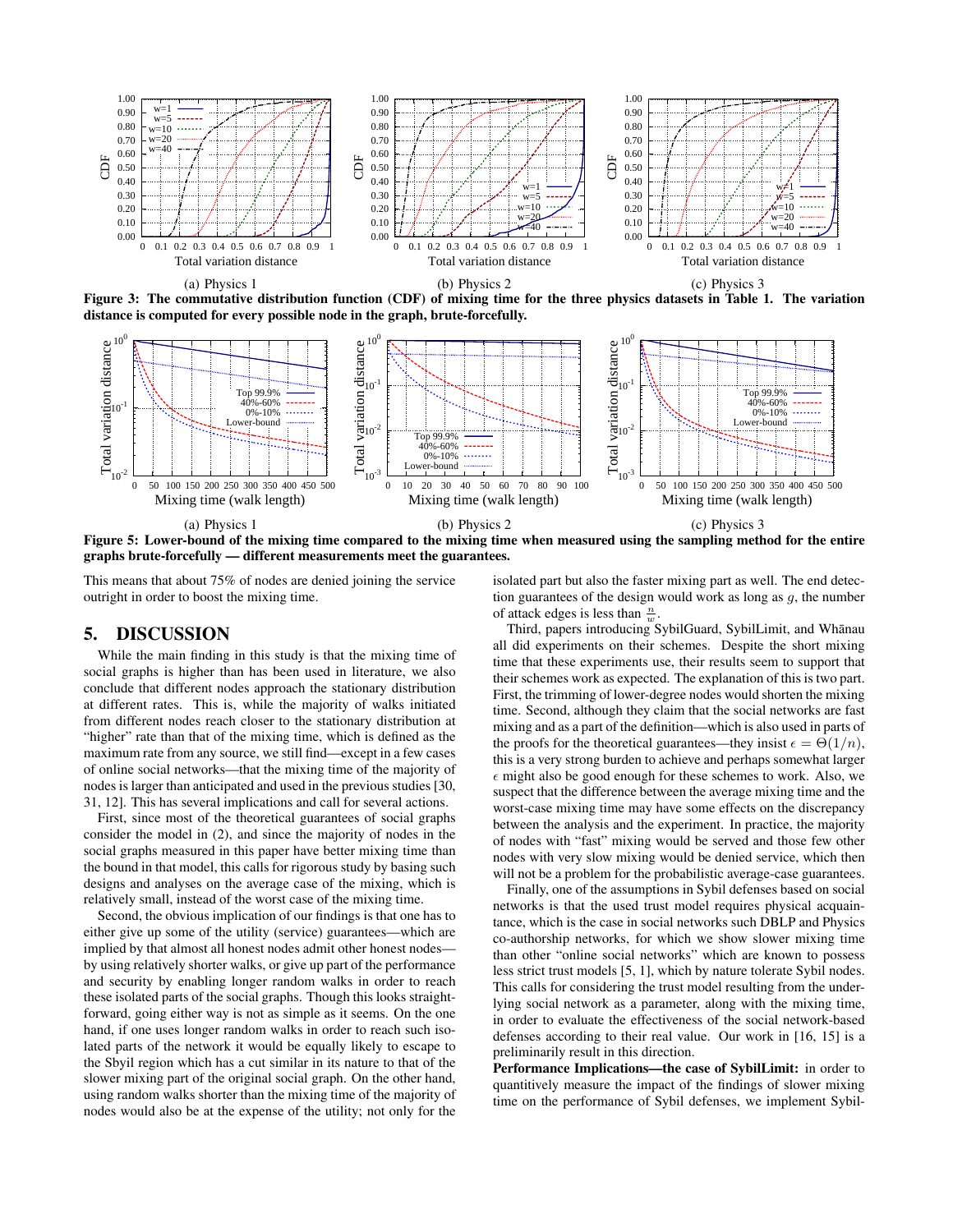1.00
0.90
0.80
0.70
0.60
0.50
0.40
0.30
0.20
0.10
0.00

CDF

0 0.1 0.2 0.3 0.4 0.5 0.6 0.7 0.8 0.9 1

Total variation distance

w=1
w=5
w=10
w=20
w=40

(a) Physics 1

(b) Physics 2

(c) Physics 3

**Figure 3: The commutative distribution function (CDF) of mixing time for the three physics datasets in Table 1. The variation distance is computed for every possible node in the graph, brute-forcefully.**

Total variation distance

$10^0$
$10^{-1}$
$10^{-2}$
$10^{-3}$

Mixing time (walk length)

0 50 100 150 200 250 300 350 400 450 500

0 10 20 30 40 50 60 70 80 90 100

Top 99.9%
40%-60%
0%-10%
Lower-bound

(a) Physics 1

(b) Physics 2

(c) Physics 3

**Figure 5: Lower-bound of the mixing time compared to the mixing time when measured using the sampling method for the entire graphs brute-forcefully — different measurements meet the guarantees.**

This means that about 75% of nodes are denied joining the service outright in order to boost the mixing time.

## 5. DISCUSSION

While the main finding in this study is that the mixing time of social graphs is higher than has been used in literature, we also conclude that different nodes approach the stationary distribution at different rates. This is, while the majority of walks initiated from different nodes reach closer to the stationary distribution at "higher" rate than that of the mixing time, which is defined as the maximum rate from any source, we still find—except in a few cases of online social networks—that the mixing time of the majority of nodes is larger than anticipated and used in the previous studies [30, 31, 12]. This has several implications and call for several actions.

First, since most of the theoretical guarantees of social graphs consider the model in (2), and since the majority of nodes in the social graphs measured in this paper have better mixing time than the bound in that model, this calls for rigorous study by basing such designs and analyses on the average case of the mixing, which is relatively small, instead of the worst case of the mixing time.

Second, the obvious implication of our findings is that one has to either give up some of the utility (service) guarantees—which are implied by that almost all honest nodes admit other honest nodes—by using relatively shorter walks, or give up part of the performance and security by enabling longer random walks in order to reach these isolated parts of the social graphs. Though this looks straightforward, going either way is not as simple as it seems. On the one hand, if one uses longer random walks in order to reach such isolated parts of the network it would be equally likely to escape to the Sbyil region which has a cut similar in its nature to that of the slower mixing part of the original social graph. On the other hand, using random walks shorter than the mixing time of the majority of nodes would also be at the expense of the utility; not only for the isolated part but also the faster mixing part as well. The end detection guarantees of the design would work as long as $g$, the number of attack edges is less than $\frac{n}{w}$.

Third, papers introducing SybilGuard, SybilLimit, and Whānau all did experiments on their schemes. Despite the short mixing time that these experiments use, their results seem to support that their schemes work as expected. The explanation of this is two part. First, the trimming of lower-degree nodes would shorten the mixing time. Second, although they claim that the social networks are fast mixing and as a part of the definition—which is also used in parts of the proofs for the theoretical guarantees—they insist $\epsilon = \Theta(1/n)$, this is a very strong burden to achieve and perhaps somewhat larger $\epsilon$ might also be good enough for these schemes to work. Also, we suspect that the difference between the average mixing time and the worst-case mixing time may have some effects on the discrepancy between the analysis and the experiment. In practice, the majority of nodes with "fast" mixing would be served and those few other nodes with very slow mixing would be denied service, which then will not be a problem for the probabilistic average-case guarantees.

Finally, one of the assumptions in Sybil defenses based on social networks is that the used trust model requires physical acquaintance, which is the case in social networks such DBLP and Physics co-authorship networks, for which we show slower mixing time than other "online social networks" which are known to possess less strict trust models [5, 1], which by nature tolerate Sybil nodes. This calls for considering the trust model resulting from the underlying social network as a parameter, along with the mixing time, in order to evaluate the effectiveness of the social network-based defenses according to their real value. Our work in [16, 15] is a preliminarily result in this direction.

**Performance Implications—the case of SybilLimit:** in order to quantitively measure the impact of the findings of slower mixing time on the performance of Sybil defenses, we implement Sybil-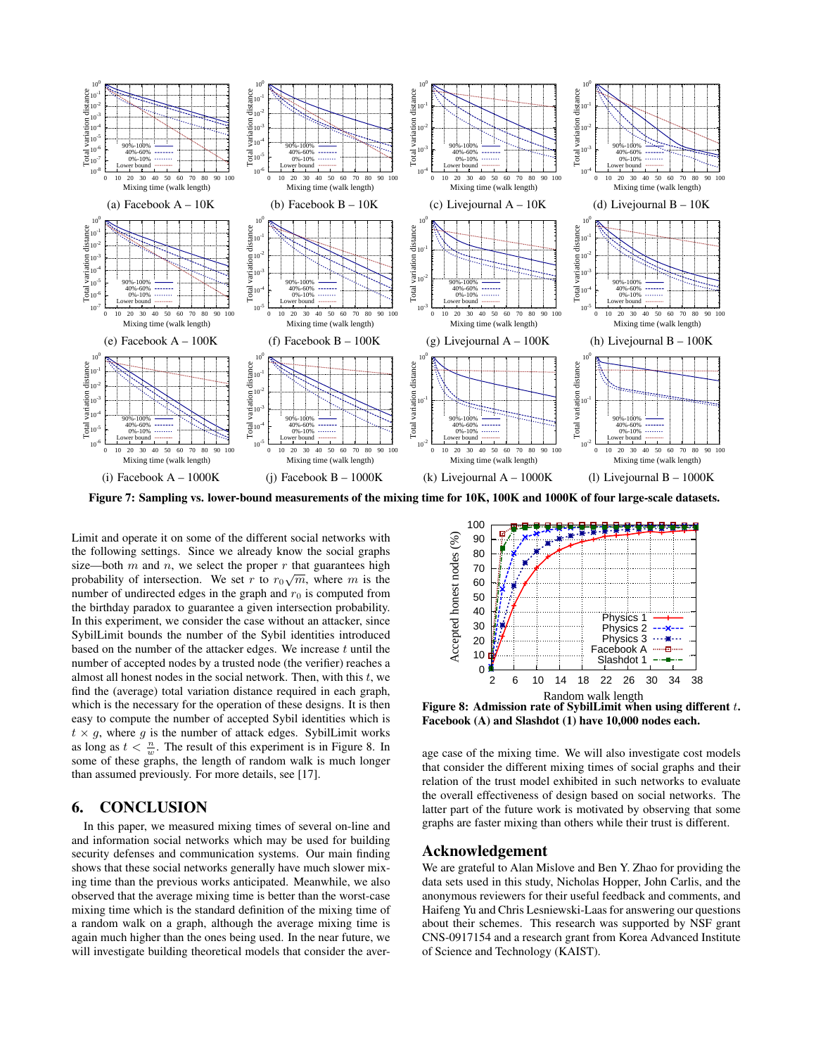(a) Facebook A – 10K

(b) Facebook B – 10K

(c) Livejournal A – 10K

(d) Livejournal B – 10K

(e) Facebook A – 100K

(f) Facebook B – 100K

(g) Livejournal A – 100K

(h) Livejournal B – 100K

(i) Facebook A – 1000K

(j) Facebook B – 1000K

(k) Livejournal A – 1000K

(l) Livejournal B – 1000K

**Figure 7: Sampling vs. lower-bound measurements of the mixing time for 10K, 100K and 1000K of four large-scale datasets.**

Limit and operate it on some of the different social networks with the following settings. Since we already know the social graphs size—both $m$ and $n$, we select the proper $r$ that guarantees high probability of intersection. We set $r$ to $r_0\sqrt{m}$, where $m$ is the number of undirected edges in the graph and $r_0$ is computed from the birthday paradox to guarantee a given intersection probability. In this experiment, we consider the case without an attacker, since SybilLimit bounds the number of the Sybil identities introduced based on the number of the attacker edges. We increase $t$ until the number of accepted nodes by a trusted node (the verifier) reaches a almost all honest nodes in the social network. Then, with this $t$, we find the (average) total variation distance required in each graph, which is the necessary for the operation of these designs. It is then easy to compute the number of accepted Sybil identities which is $t \times g$, where $g$ is the number of attack edges. SybilLimit works as long as $t < \frac{n}{w}$. The result of this experiment is in Figure 8. In some of these graphs, the length of random walk is much longer than assumed previously. For more details, see [17].

**Figure 8: Admission rate of SybilLimit when using different $t$. Facebook (A) and Slashdot (1) have 10,000 nodes each.**

## 6. CONCLUSION

In this paper, we measured mixing times of several on-line and and information social networks which may be used for building security defenses and communication systems. Our main finding shows that these social networks generally have much slower mixing time than the previous works anticipated. Meanwhile, we also observed that the average mixing time is better than the worst-case mixing time which is the standard definition of the mixing time of a random walk on a graph, although the average mixing time is again much higher than the ones being used. In the near future, we will investigate building theoretical models that consider the average case of the mixing time. We will also investigate cost models that consider the different mixing times of social graphs and their relation of the trust model exhibited in such networks to evaluate the overall effectiveness of design based on social networks. The latter part of the future work is motivated by observing that some graphs are faster mixing than others while their trust is different.

## Acknowledgement

We are grateful to Alan Mislove and Ben Y. Zhao for providing the data sets used in this study, Nicholas Hopper, John Carlis, and the anonymous reviewers for their useful feedback and comments, and Haifeng Yu and Chris Lesniewski-Laas for answering our questions about their schemes. This research was supported by NSF grant CNS-0917154 and a research grant from Korea Advanced Institute of Science and Technology (KAIST).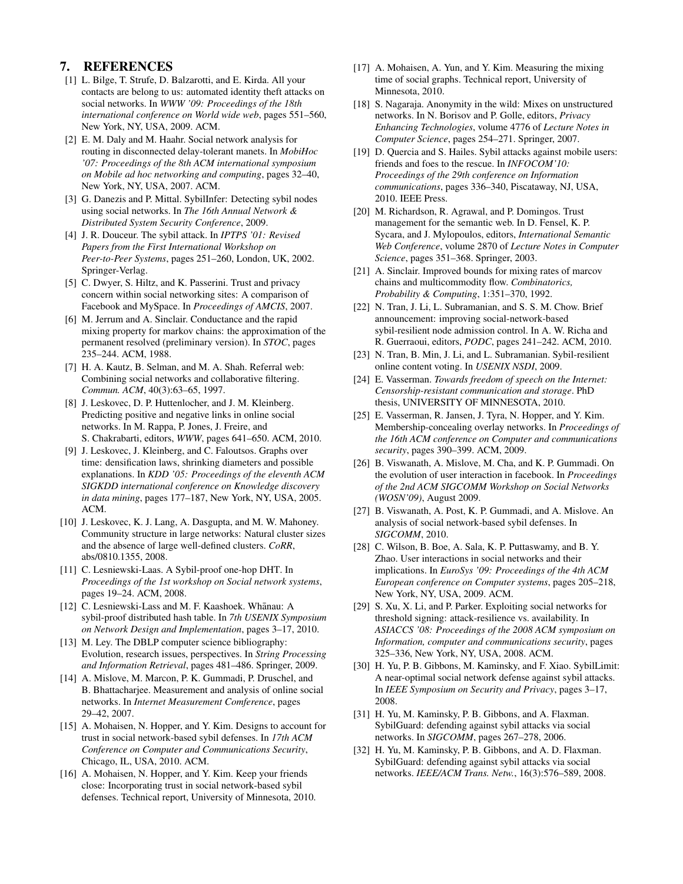## 7. REFERENCES

[1] L. Bilge, T. Strufe, D. Balzarotti, and E. Kirda. All your contacts are belong to us: automated identity theft attacks on social networks. In *WWW '09: Proceedings of the 18th international conference on World wide web*, pages 551–560, New York, NY, USA, 2009. ACM.

[2] E. M. Daly and M. Haahr. Social network analysis for routing in disconnected delay-tolerant manets. In *MobiHoc '07: Proceedings of the 8th ACM international symposium on Mobile ad hoc networking and computing*, pages 32–40, New York, NY, USA, 2007. ACM.

[3] G. Danezis and P. Mittal. SybilInfer: Detecting sybil nodes using social networks. In *The 16th Annual Network & Distributed System Security Conference*, 2009.

[4] J. R. Douceur. The sybil attack. In *IPTPS '01: Revised Papers from the First International Workshop on Peer-to-Peer Systems*, pages 251–260, London, UK, 2002. Springer-Verlag.

[5] C. Dwyer, S. Hiltz, and K. Passerini. Trust and privacy concern within social networking sites: A comparison of Facebook and MySpace. In *Proceedings of AMCIS*, 2007.

[6] M. Jerrum and A. Sinclair. Conductance and the rapid mixing property for markov chains: the approximation of the permanent resolved (preliminary version). In *STOC*, pages 235–244. ACM, 1988.

[7] H. A. Kautz, B. Selman, and M. A. Shah. Referral web: Combining social networks and collaborative filtering. *Commun. ACM*, 40(3):63–65, 1997.

[8] J. Leskovec, D. P. Huttenlocher, and J. M. Kleinberg. Predicting positive and negative links in online social networks. In M. Rappa, P. Jones, J. Freire, and S. Chakrabarti, editors, *WWW*, pages 641–650. ACM, 2010.

[9] J. Leskovec, J. Kleinberg, and C. Faloutsos. Graphs over time: densification laws, shrinking diameters and possible explanations. In *KDD '05: Proceedings of the eleventh ACM SIGKDD international conference on Knowledge discovery in data mining*, pages 177–187, New York, NY, USA, 2005. ACM.

[10] J. Leskovec, K. J. Lang, A. Dasgupta, and M. W. Mahoney. Community structure in large networks: Natural cluster sizes and the absence of large well-defined clusters. *CoRR*, abs/0810.1355, 2008.

[11] C. Lesniewski-Laas. A Sybil-proof one-hop DHT. In *Proceedings of the 1st workshop on Social network systems*, pages 19–24. ACM, 2008.

[12] C. Lesniewski-Lass and M. F. Kaashoek. Whānau: A sybil-proof distributed hash table. In *7th USENIX Symposium on Network Design and Implementation*, pages 3–17, 2010.

[13] M. Ley. The DBLP computer science bibliography: Evolution, research issues, perspectives. In *String Processing and Information Retrieval*, pages 481–486. Springer, 2009.

[14] A. Mislove, M. Marcon, P. K. Gummadi, P. Druschel, and B. Bhattacharjee. Measurement and analysis of online social networks. In *Internet Measurement Comference*, pages 29–42, 2007.

[15] A. Mohaisen, N. Hopper, and Y. Kim. Designs to account for trust in social network-based sybil defenses. In *17th ACM Conference on Computer and Communications Security*, Chicago, IL, USA, 2010. ACM.

[16] A. Mohaisen, N. Hopper, and Y. Kim. Keep your friends close: Incorporating trust in social network-based sybil defenses. Technical report, University of Minnesota, 2010.

[17] A. Mohaisen, A. Yun, and Y. Kim. Measuring the mixing time of social graphs. Technical report, University of Minnesota, 2010.

[18] S. Nagaraja. Anonymity in the wild: Mixes on unstructured networks. In N. Borisov and P. Golle, editors, *Privacy Enhancing Technologies*, volume 4776 of *Lecture Notes in Computer Science*, pages 254–271. Springer, 2007.

[19] D. Quercia and S. Hailes. Sybil attacks against mobile users: friends and foes to the rescue. In *INFOCOM'10: Proceedings of the 29th conference on Information communications*, pages 336–340, Piscataway, NJ, USA, 2010. IEEE Press.

[20] M. Richardson, R. Agrawal, and P. Domingos. Trust management for the semantic web. In D. Fensel, K. P. Sycara, and J. Mylopoulos, editors, *International Semantic Web Conference*, volume 2870 of *Lecture Notes in Computer Science*, pages 351–368. Springer, 2003.

[21] A. Sinclair. Improved bounds for mixing rates of marcov chains and multicommodity flow. *Combinatorics, Probability & Computing*, 1:351–370, 1992.

[22] N. Tran, J. Li, L. Subramanian, and S. S. M. Chow. Brief announcement: improving social-network-based sybil-resilient node admission control. In A. W. Richa and R. Guerraoui, editors, *PODC*, pages 241–242. ACM, 2010.

[23] N. Tran, B. Min, J. Li, and L. Subramanian. Sybil-resilient online content voting. In *USENIX NSDI*, 2009.

[24] E. Vasserman. *Towards freedom of speech on the Internet: Censorship-resistant communication and storage*. PhD thesis, UNIVERSITY OF MINNESOTA, 2010.

[25] E. Vasserman, R. Jansen, J. Tyra, N. Hopper, and Y. Kim. Membership-concealing overlay networks. In *Proceedings of the 16th ACM conference on Computer and communications security*, pages 390–399. ACM, 2009.

[26] B. Viswanath, A. Mislove, M. Cha, and K. P. Gummadi. On the evolution of user interaction in facebook. In *Proceedings of the 2nd ACM SIGCOMM Workshop on Social Networks (WOSN'09)*, August 2009.

[27] B. Viswanath, A. Post, K. P. Gummadi, and A. Mislove. An analysis of social network-based sybil defenses. In *SIGCOMM*, 2010.

[28] C. Wilson, B. Boe, A. Sala, K. P. Puttaswamy, and B. Y. Zhao. User interactions in social networks and their implications. In *EuroSys '09: Proceedings of the 4th ACM European conference on Computer systems*, pages 205–218, New York, NY, USA, 2009. ACM.

[29] S. Xu, X. Li, and P. Parker. Exploiting social networks for threshold signing: attack-resilience vs. availability. In *ASIACCS '08: Proceedings of the 2008 ACM symposium on Information, computer and communications security*, pages 325–336, New York, NY, USA, 2008. ACM.

[30] H. Yu, P. B. Gibbons, M. Kaminsky, and F. Xiao. SybilLimit: A near-optimal social network defense against sybil attacks. In *IEEE Symposium on Security and Privacy*, pages 3–17, 2008.

[31] H. Yu, M. Kaminsky, P. B. Gibbons, and A. Flaxman. SybilGuard: defending against sybil attacks via social networks. In *SIGCOMM*, pages 267–278, 2006.

[32] H. Yu, M. Kaminsky, P. B. Gibbons, and A. D. Flaxman. SybilGuard: defending against sybil attacks via social networks. *IEEE/ACM Trans. Netw.*, 16(3):576–589, 2008.